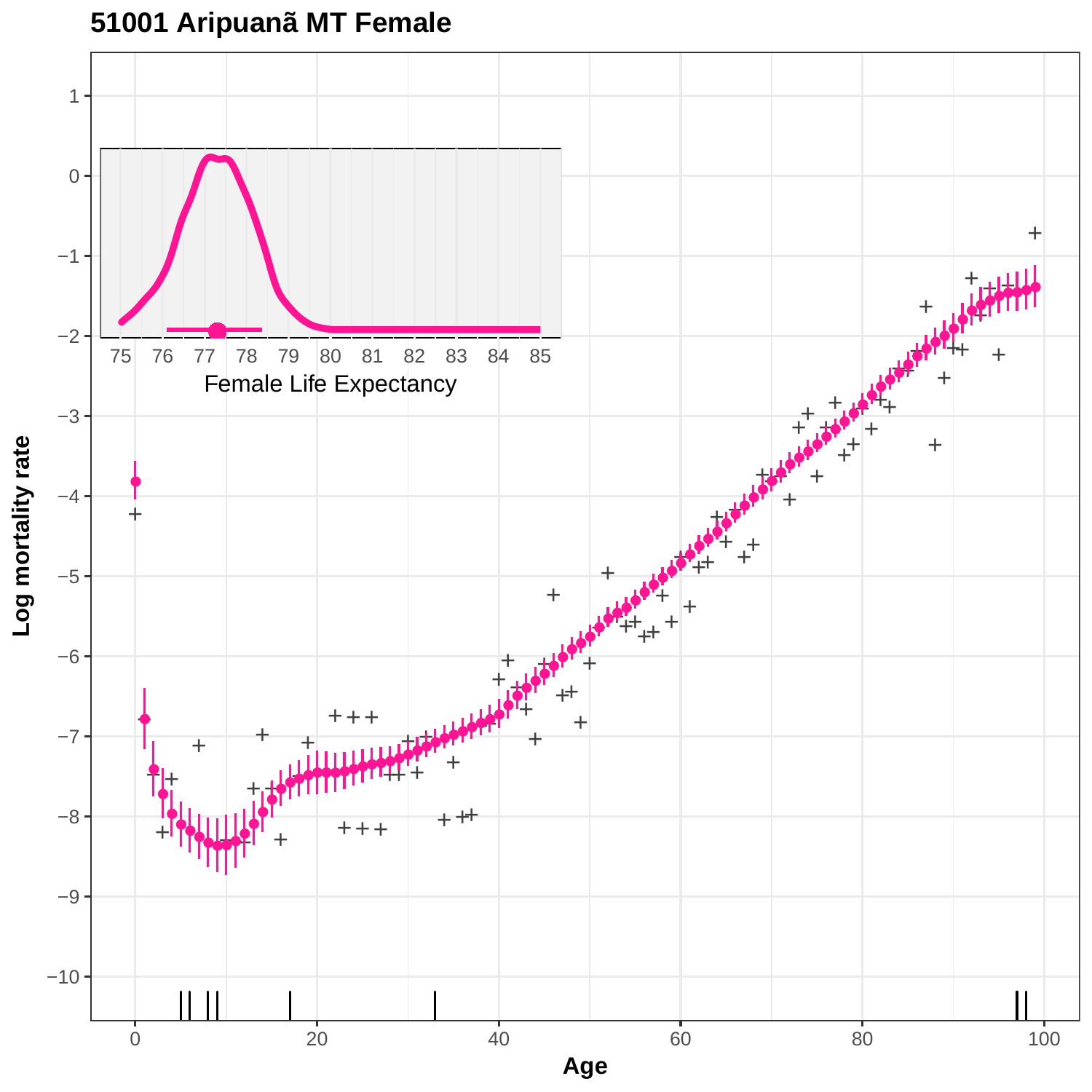**51001 Aripuanã MT Female**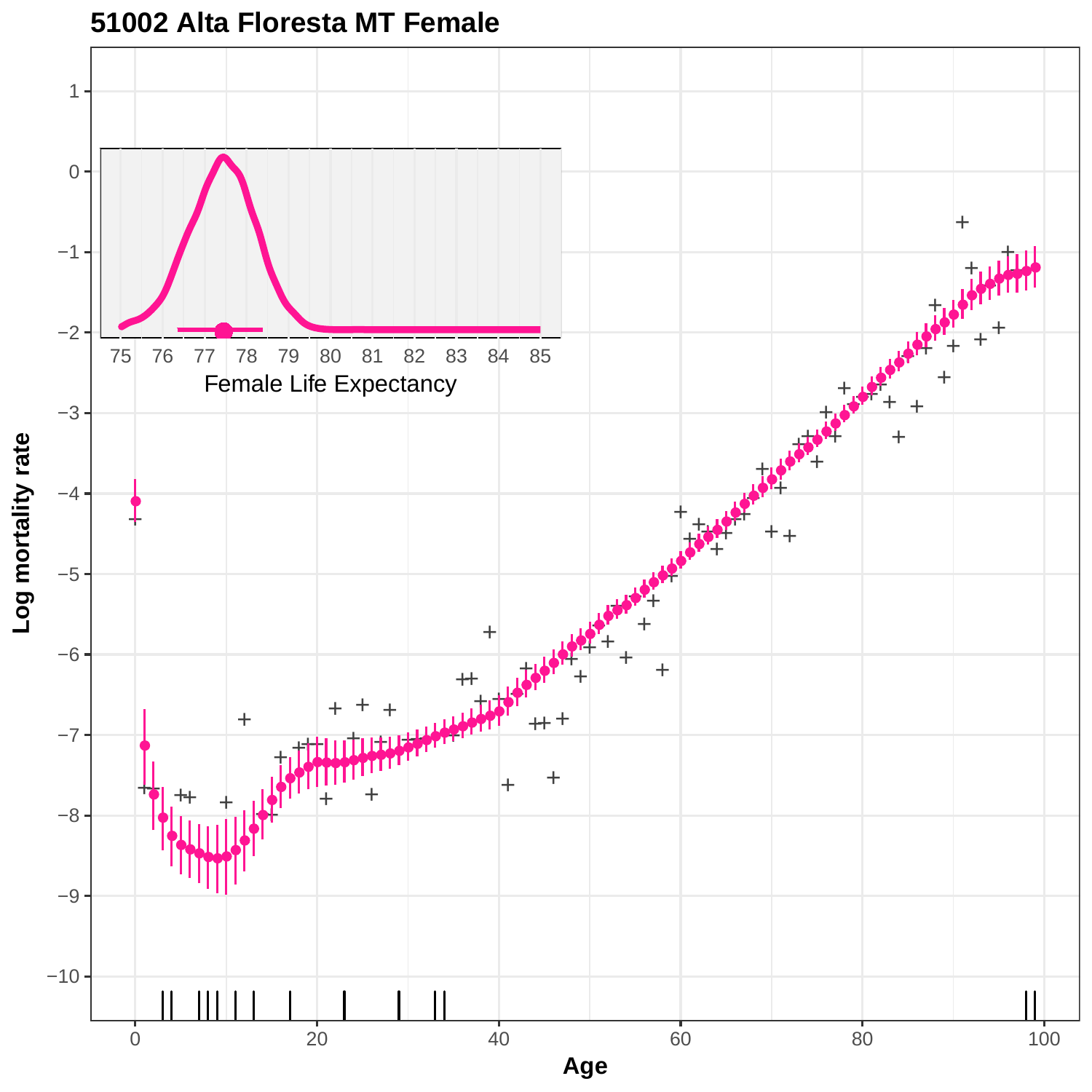# 51002 Alta Floresta MT Female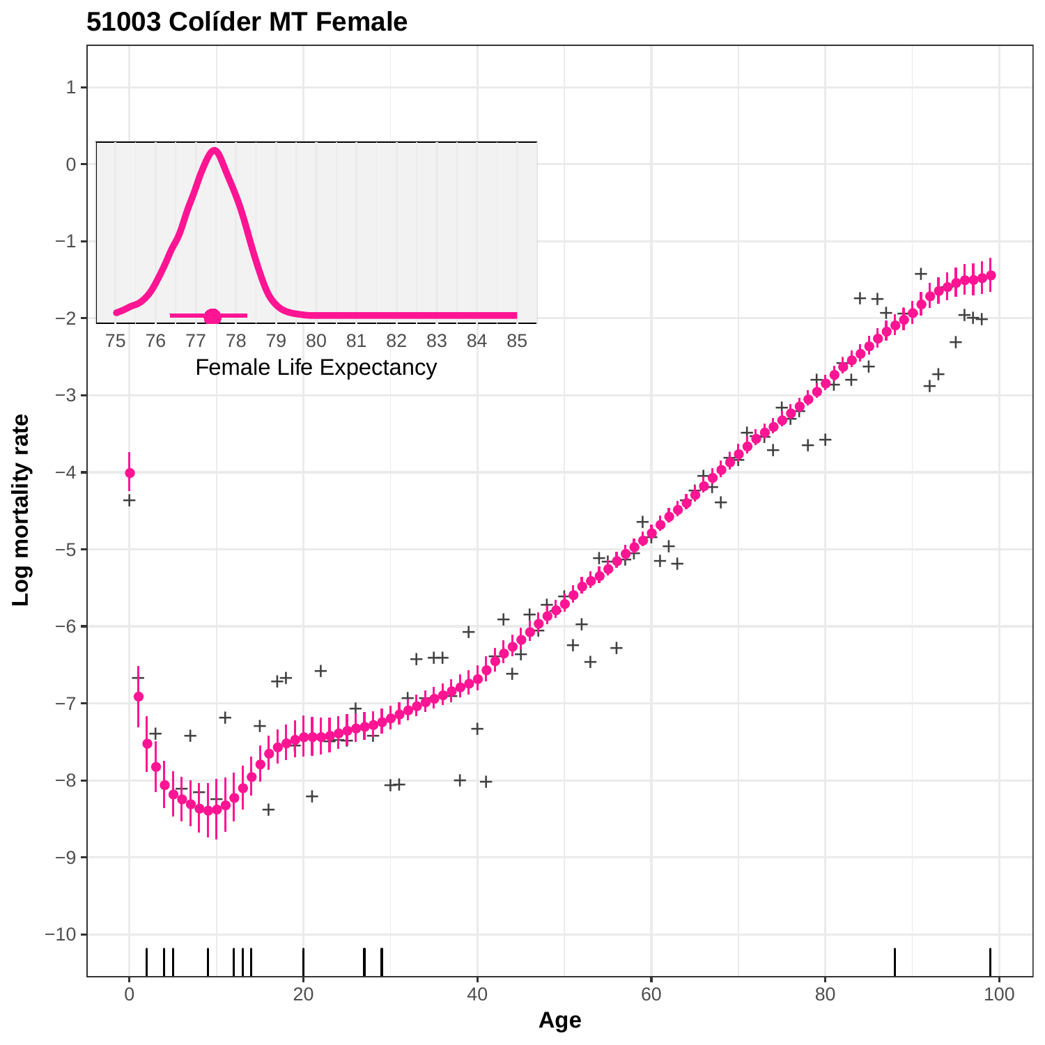## 51003 Colíder MT Female

Log mortality rate

Age

Female Life Expectancy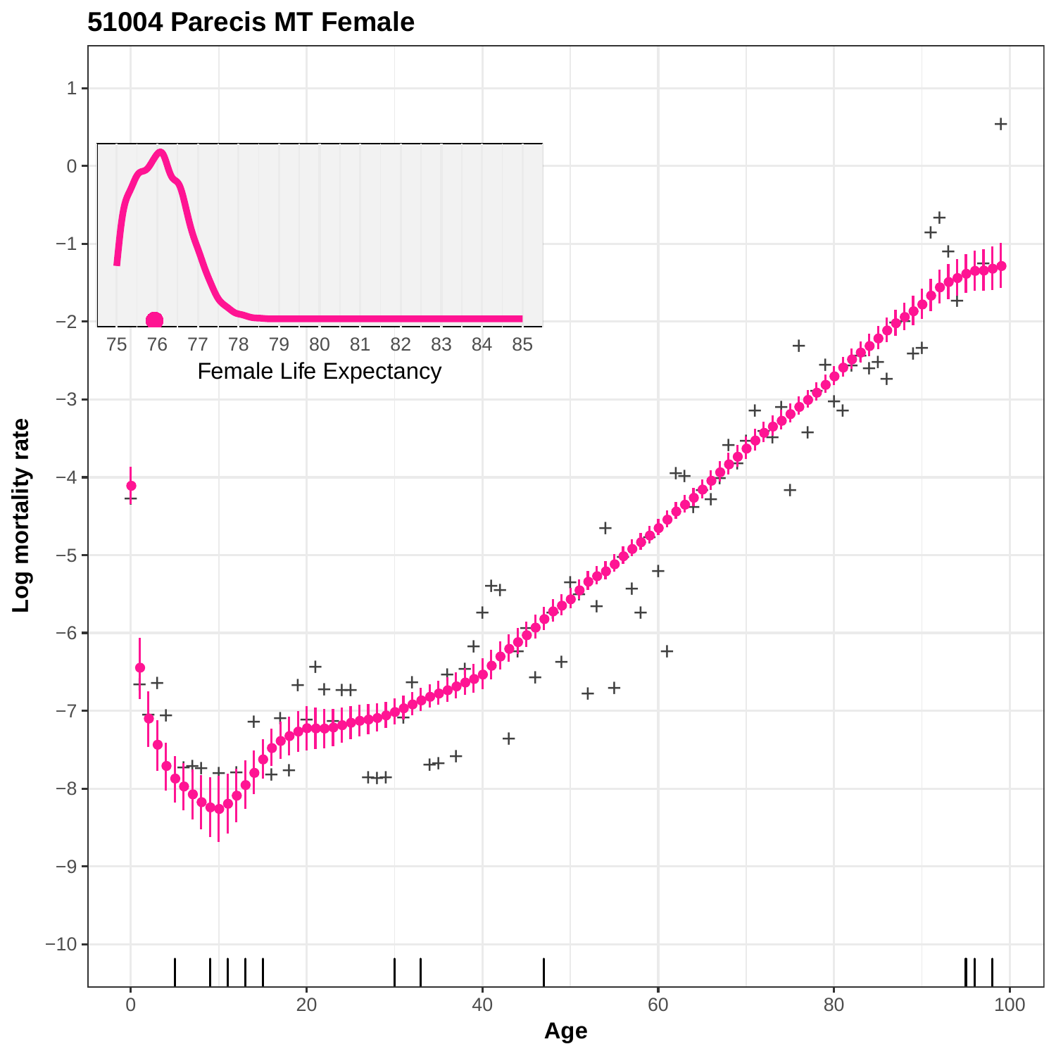**51004 Parecis MT Female**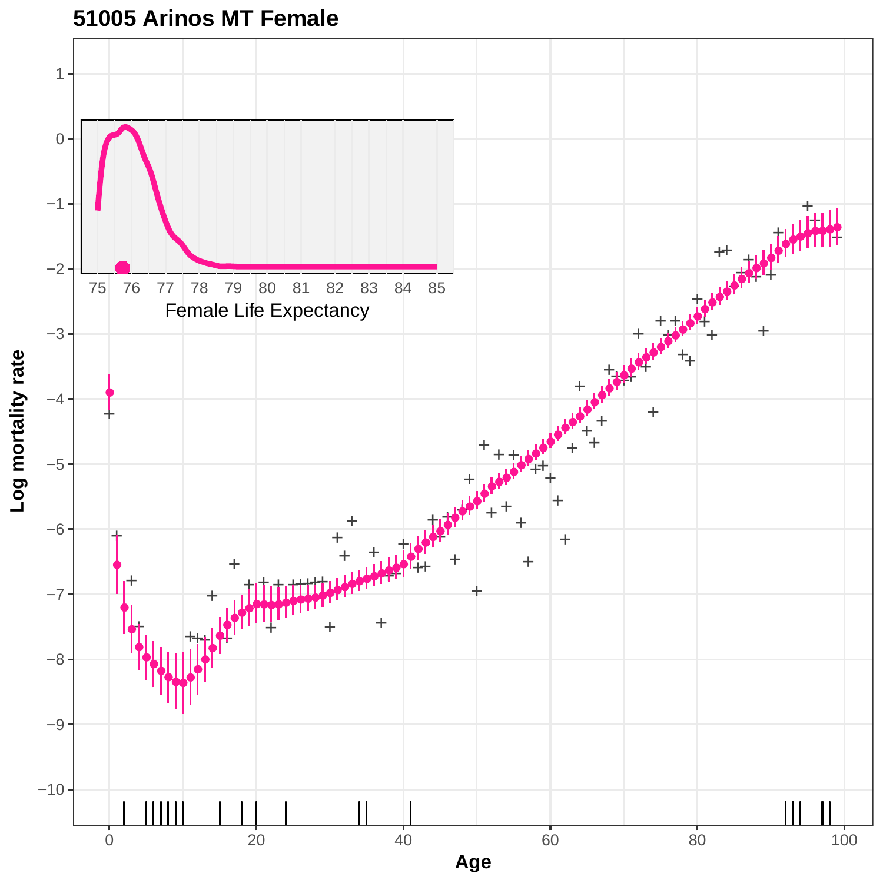**51005 Arinos MT Female**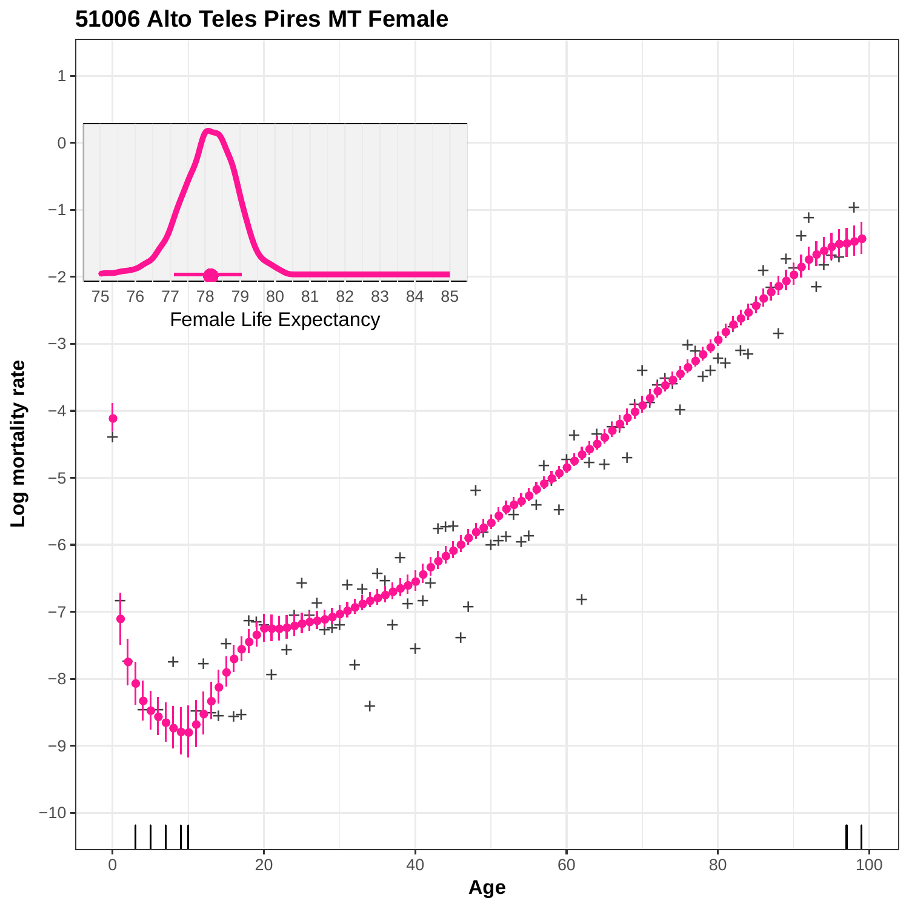# 51006 Alto Teles Pires MT Female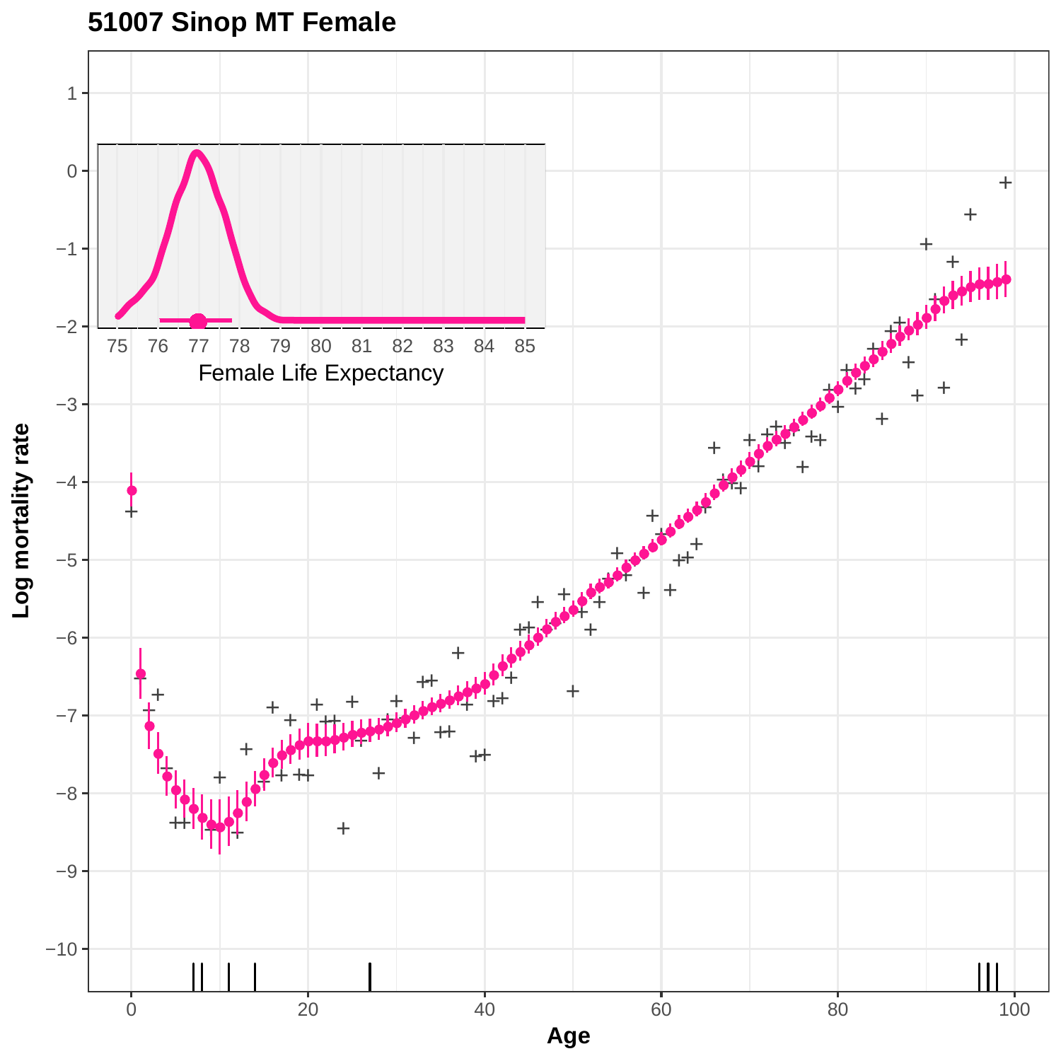**51007 Sinop MT Female**

Female Life Expectancy

Log mortality rate

Age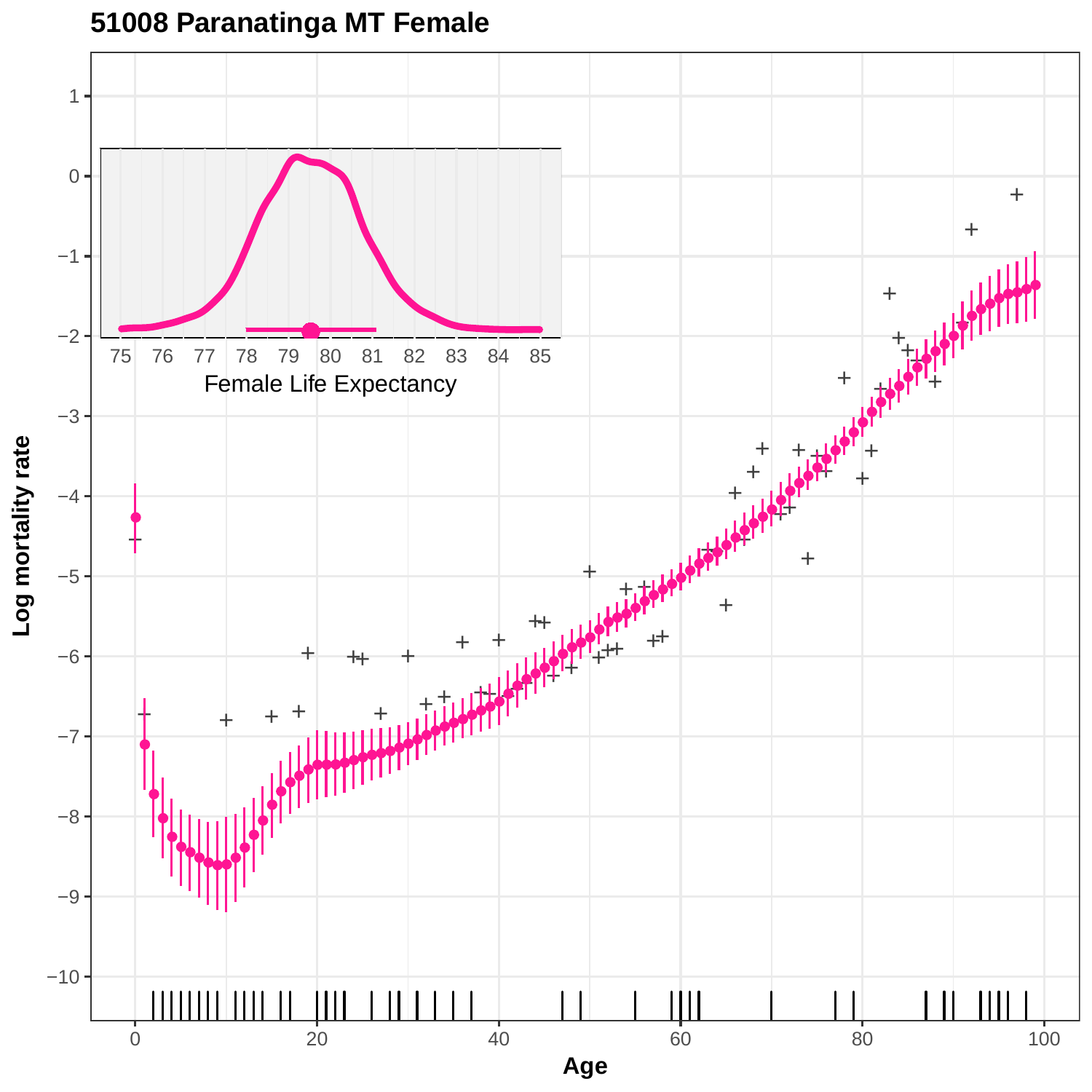## 51008 Paranatinga MT Female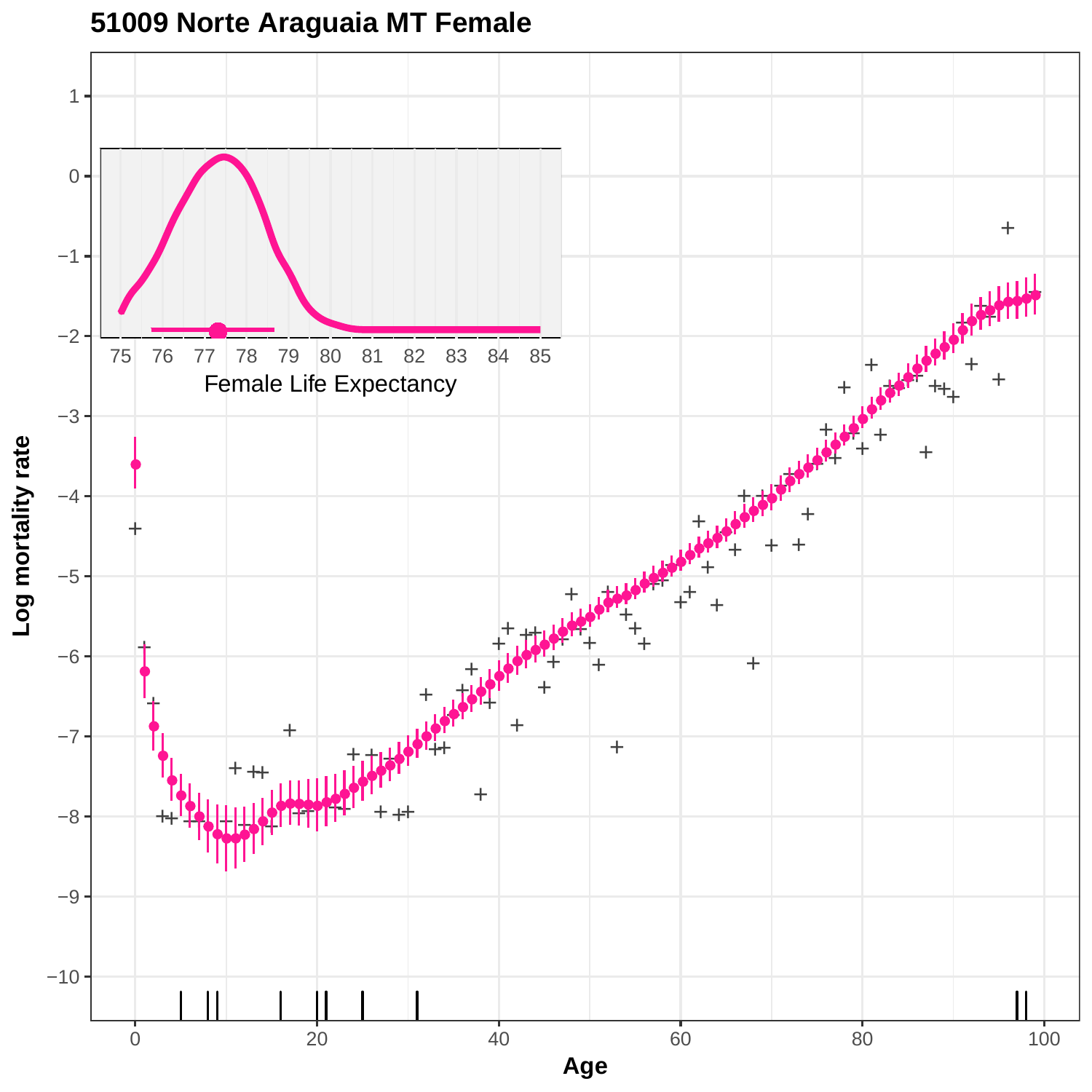## 51009 Norte Araguaia MT Female

Log mortality rate

Female Life Expectancy

Age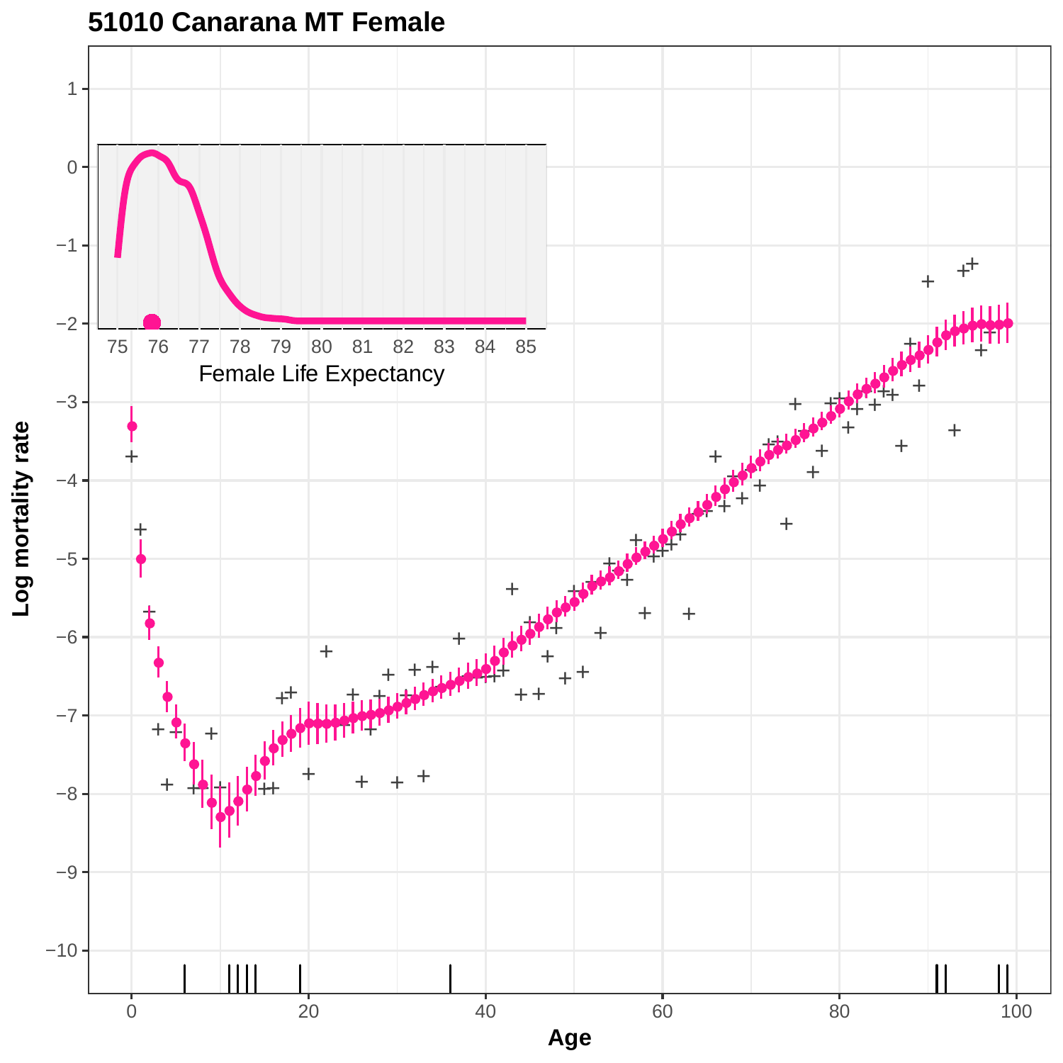## 51010 Canarana MT Female

Female Life Expectancy

Log mortality rate

Age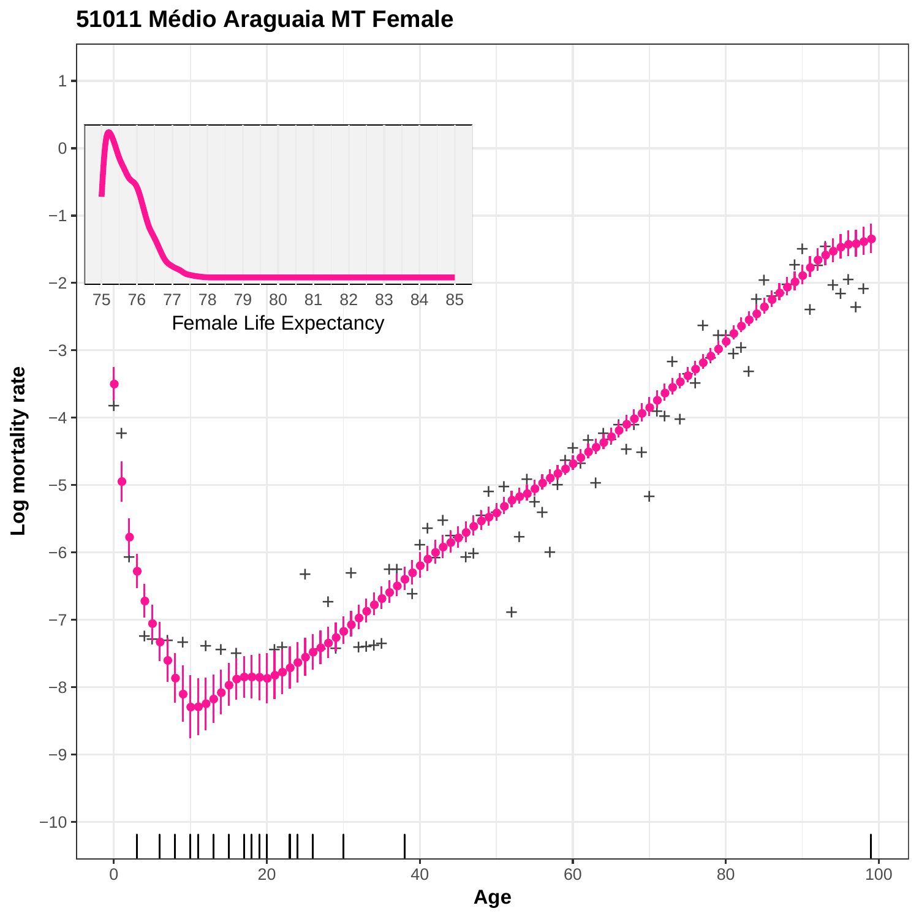## 51011 Médio Araguaia MT Female

Female Life Expectancy

Log mortality rate

Age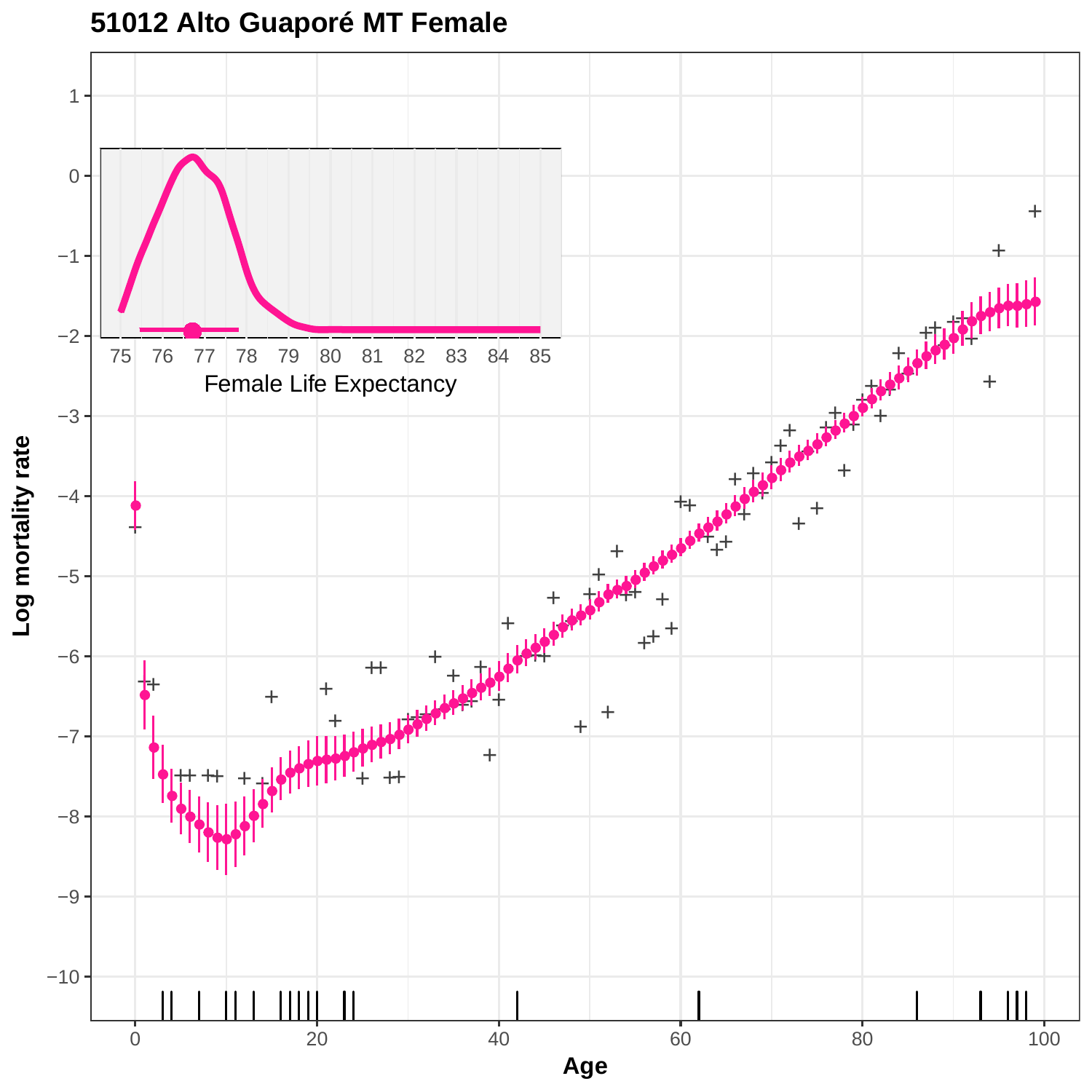# 51012 Alto Guaporé MT Female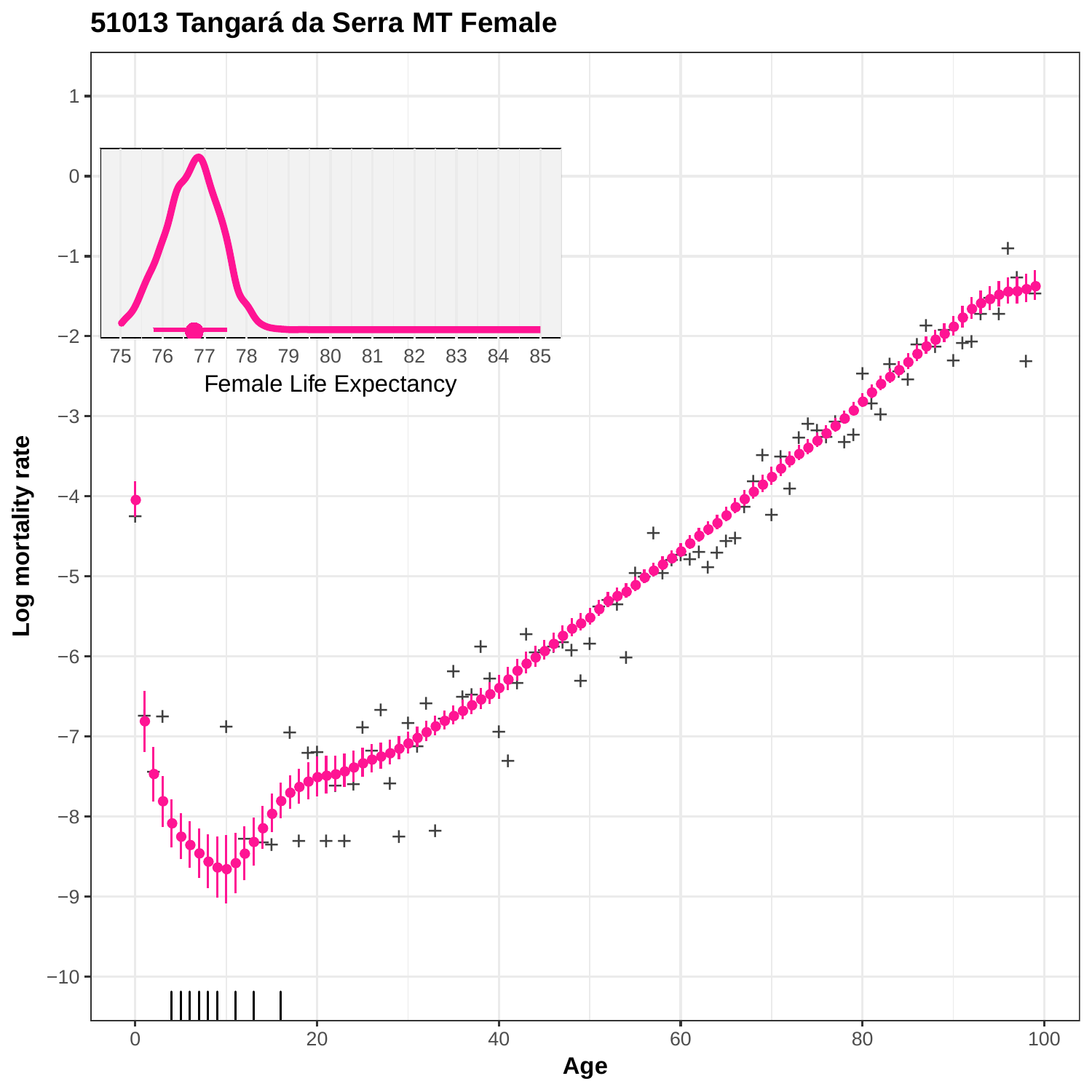# 51013 Tangará da Serra MT Female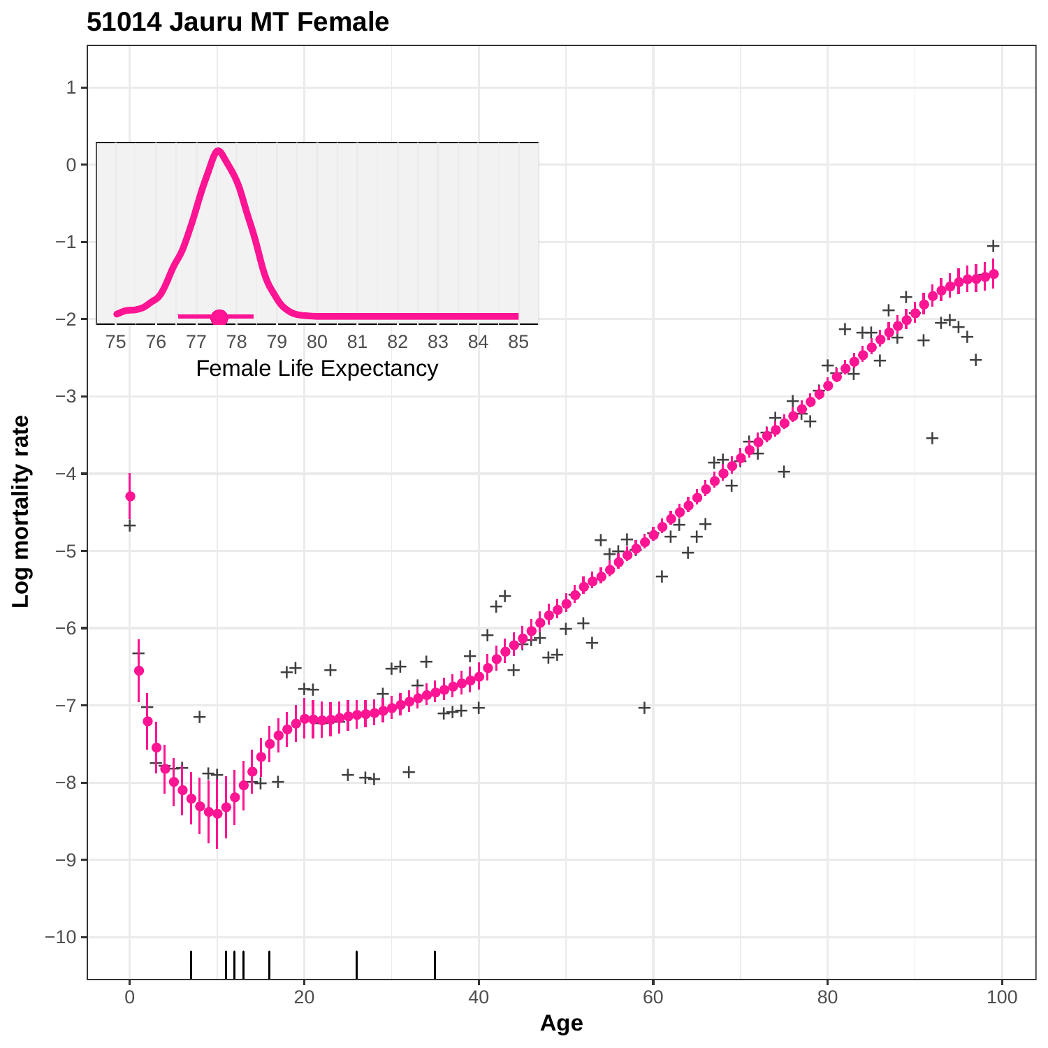## 51014 Jauru MT Female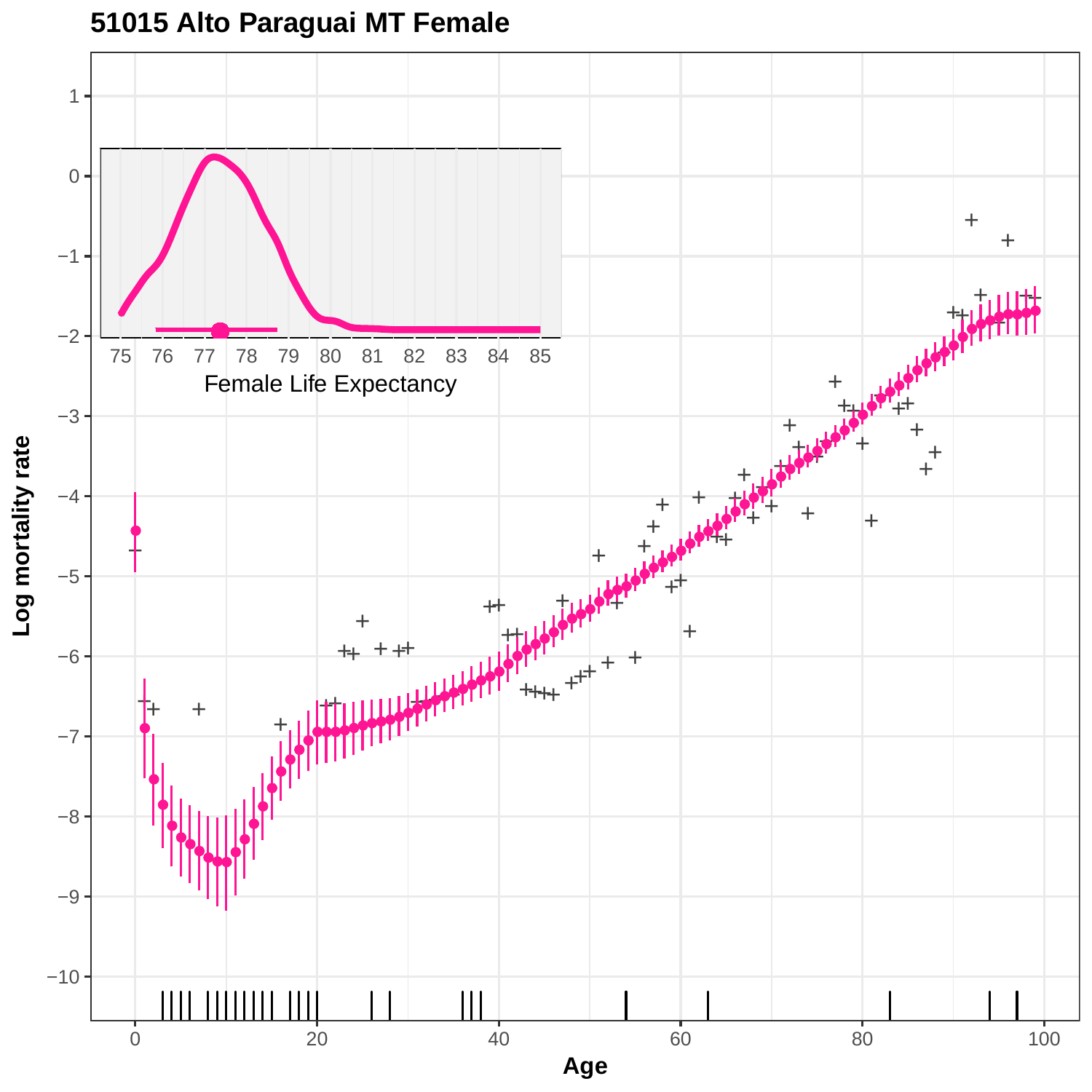# 51015 Alto Paraguai MT Female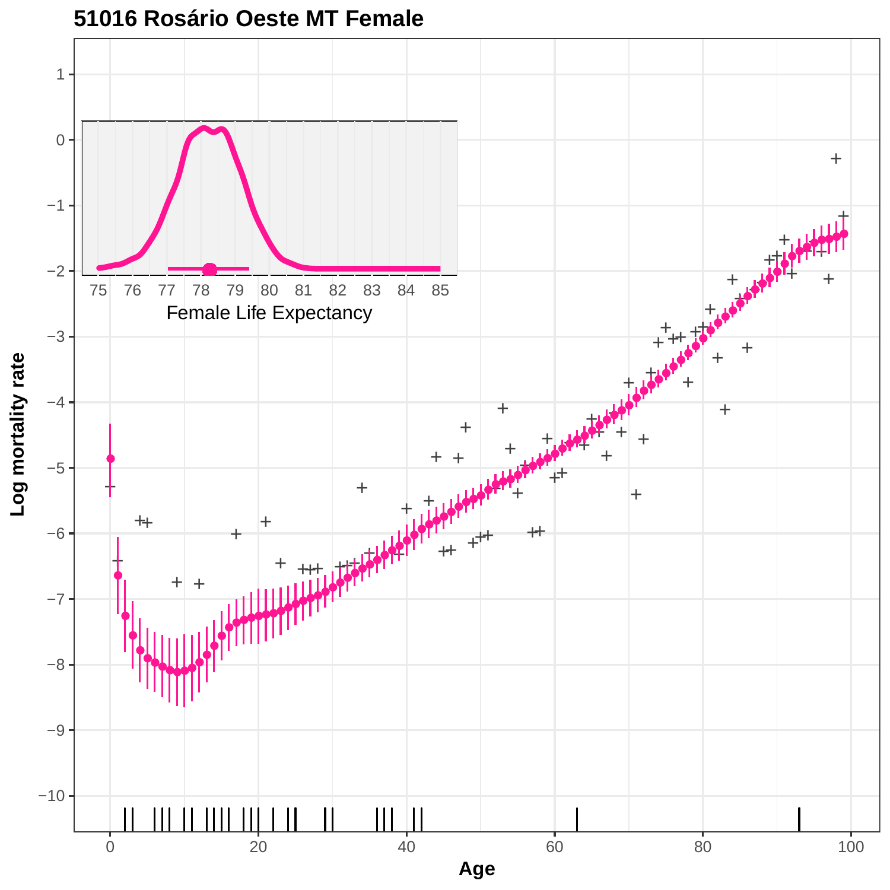**51016 Rosário Oeste MT Female**

Female Life Expectancy

Log mortality rate

Age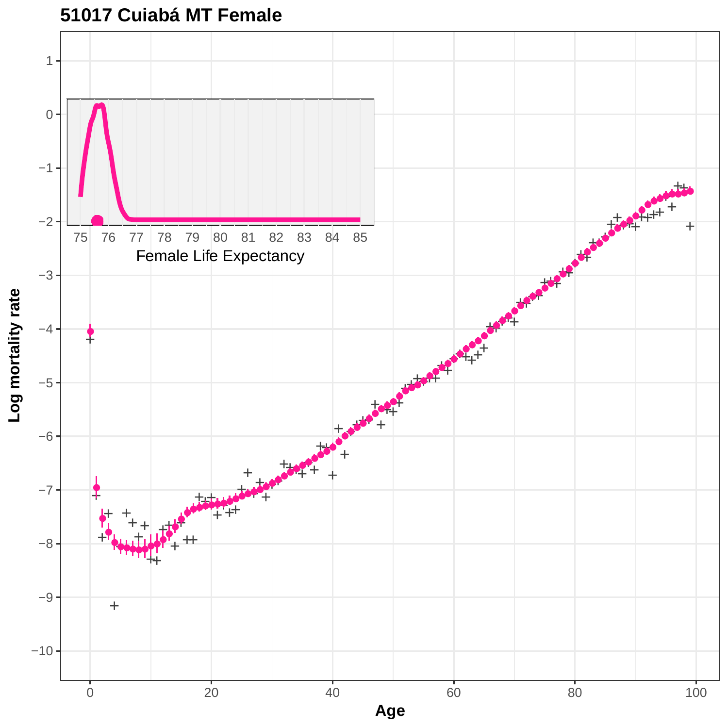**51017 Cuiabá MT Female**

Female Life Expectancy

Log mortality rate

Age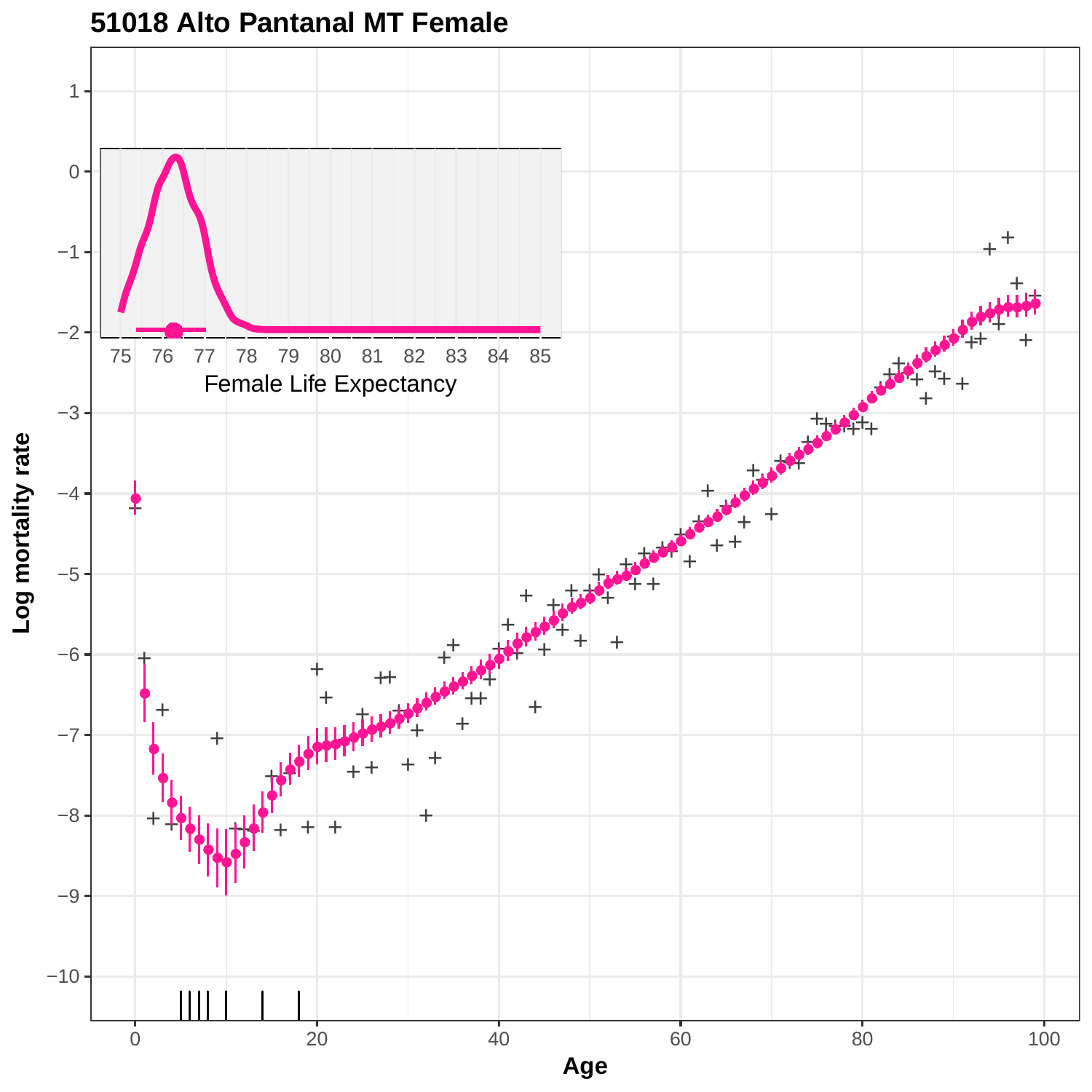## 51018 Alto Pantanal MT Female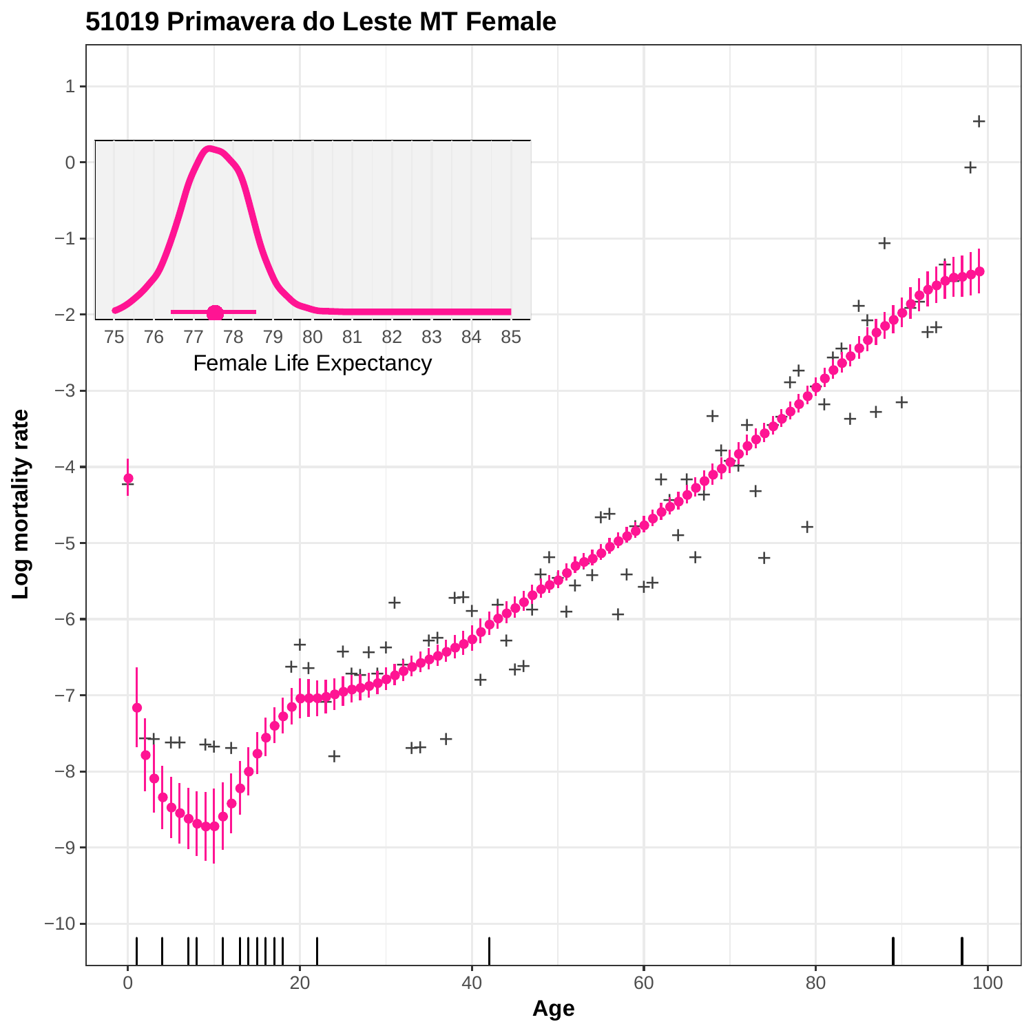## 51019 Primavera do Leste MT Female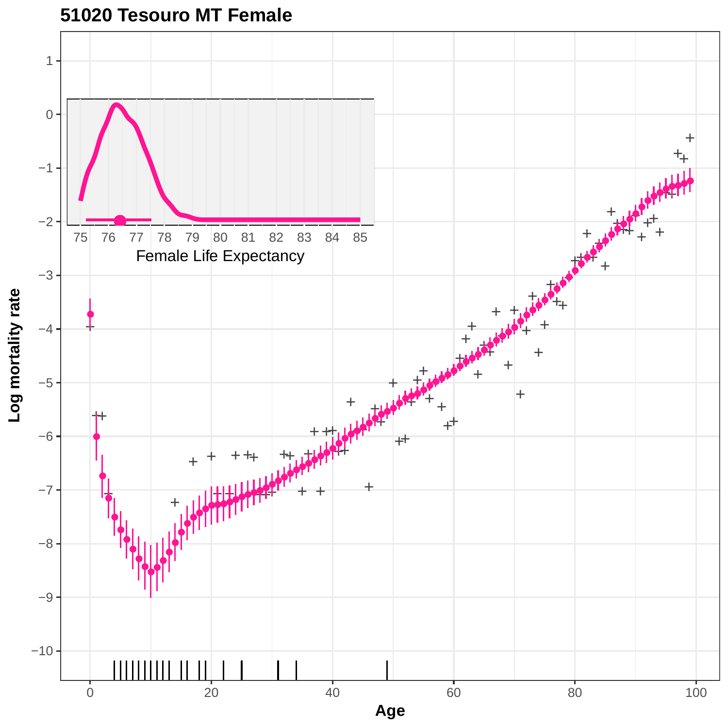**51020 Tesouro MT Female**

Female Life Expectancy

Log mortality rate

Age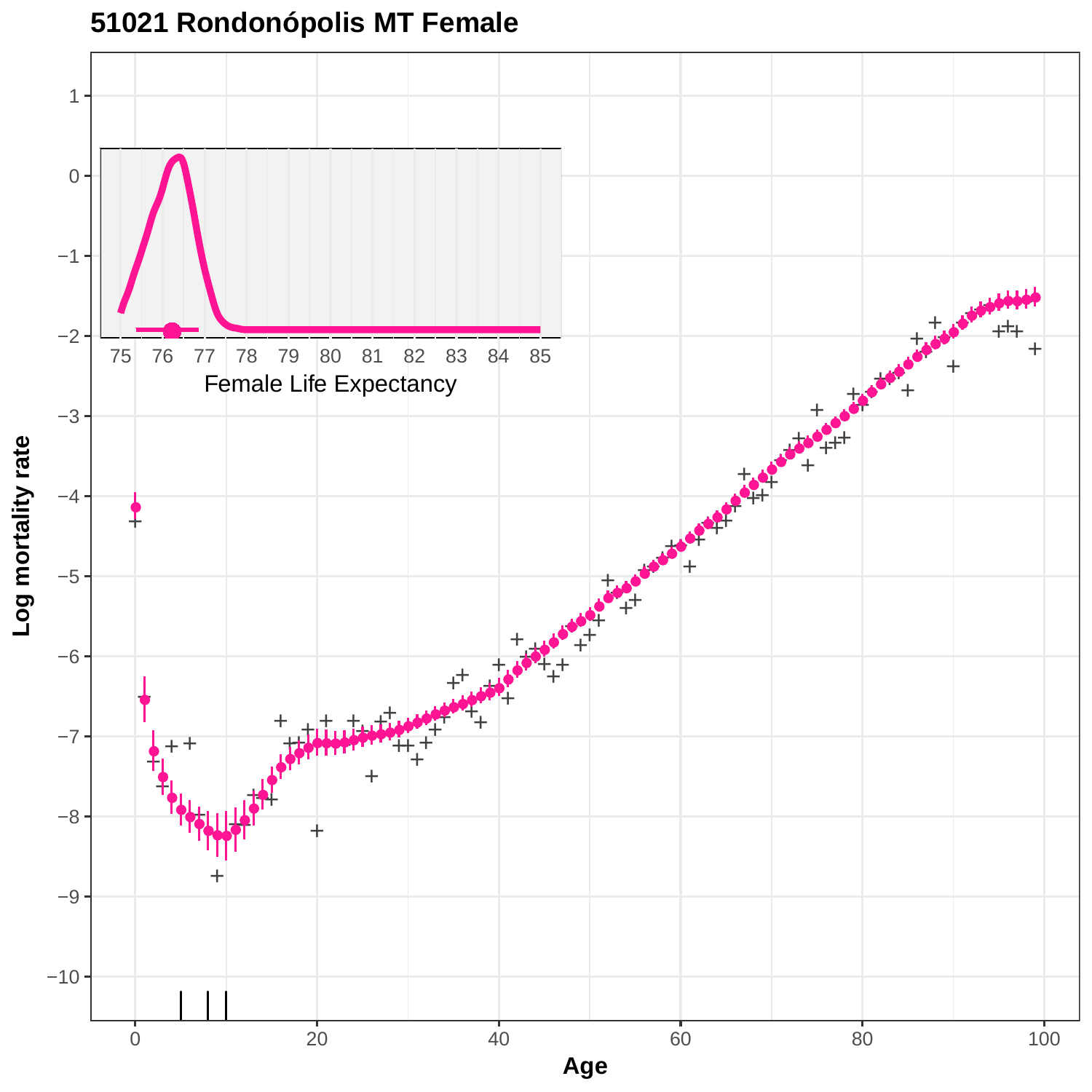## 51021 Rondonópolis MT Female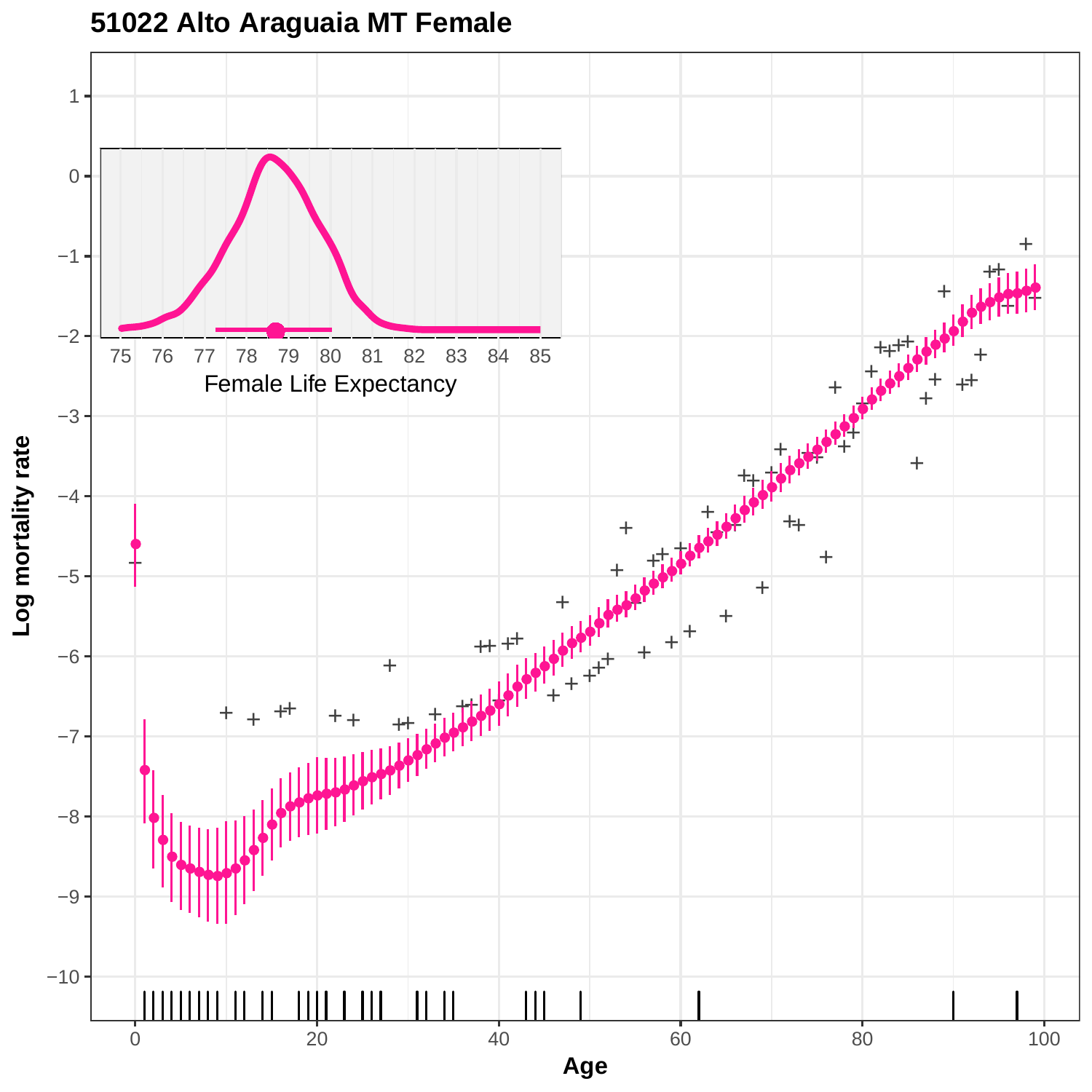**51022 Alto Araguaia MT Female**

Log mortality rate

1
0
−1
−2
−3
−4
−5
−6
−7
−8
−9
−10

Age

0
20
40
60
80
100

Female Life Expectancy

75
76
77
78
79
80
81
82
83
84
85